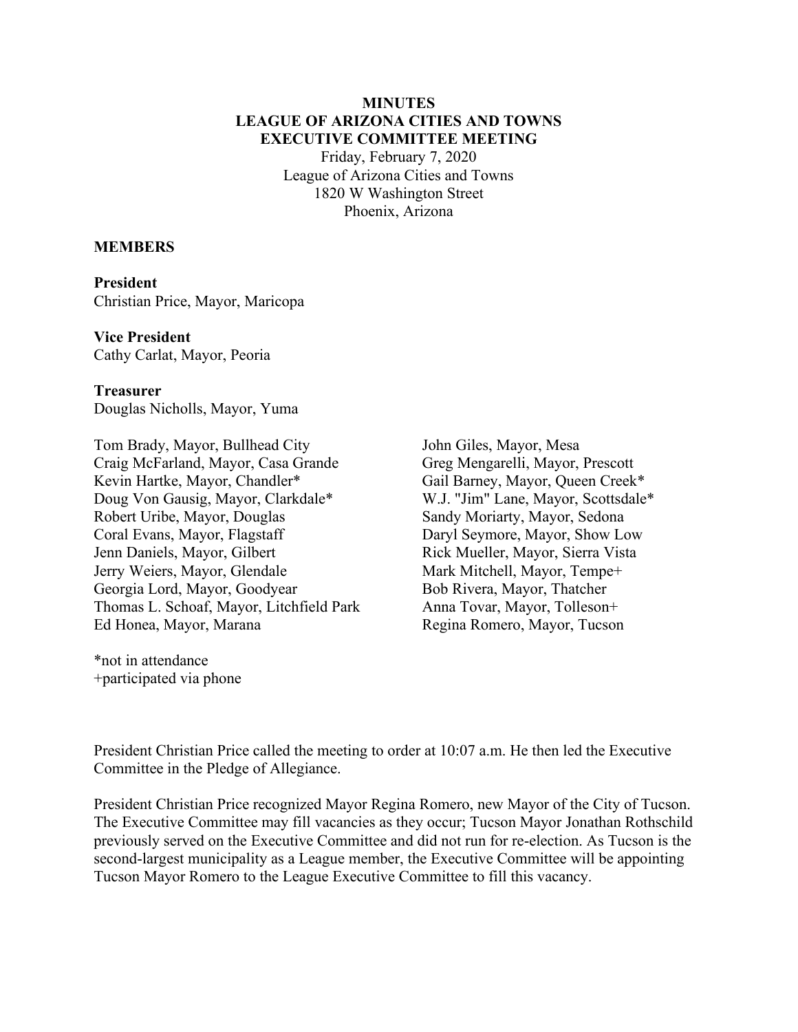**MINUTES**
**LEAGUE OF ARIZONA CITIES AND TOWNS**
**EXECUTIVE COMMITTEE MEETING**
Friday, February 7, 2020
League of Arizona Cities and Towns
1820 W Washington Street
Phoenix, Arizona

**MEMBERS**

**President**
Christian Price, Mayor, Maricopa

**Vice President**
Cathy Carlat, Mayor, Peoria

**Treasurer**
Douglas Nicholls, Mayor, Yuma

Tom Brady, Mayor, Bullhead City
Craig McFarland, Mayor, Casa Grande
Kevin Hartke, Mayor, Chandler*
Doug Von Gausig, Mayor, Clarkdale*
Robert Uribe, Mayor, Douglas
Coral Evans, Mayor, Flagstaff
Jenn Daniels, Mayor, Gilbert
Jerry Weiers, Mayor, Glendale
Georgia Lord, Mayor, Goodyear
Thomas L. Schoaf, Mayor, Litchfield Park
Ed Honea, Mayor, Marana
John Giles, Mayor, Mesa
Greg Mengarelli, Mayor, Prescott
Gail Barney, Mayor, Queen Creek*
W.J. "Jim" Lane, Mayor, Scottsdale*
Sandy Moriarty, Mayor, Sedona
Daryl Seymore, Mayor, Show Low
Rick Mueller, Mayor, Sierra Vista
Mark Mitchell, Mayor, Tempe+
Bob Rivera, Mayor, Thatcher
Anna Tovar, Mayor, Tolleson+
Regina Romero, Mayor, Tucson

*not in attendance
+participated via phone

President Christian Price called the meeting to order at 10:07 a.m. He then led the Executive Committee in the Pledge of Allegiance.

President Christian Price recognized Mayor Regina Romero, new Mayor of the City of Tucson. The Executive Committee may fill vacancies as they occur; Tucson Mayor Jonathan Rothschild previously served on the Executive Committee and did not run for re-election. As Tucson is the second-largest municipality as a League member, the Executive Committee will be appointing Tucson Mayor Romero to the League Executive Committee to fill this vacancy.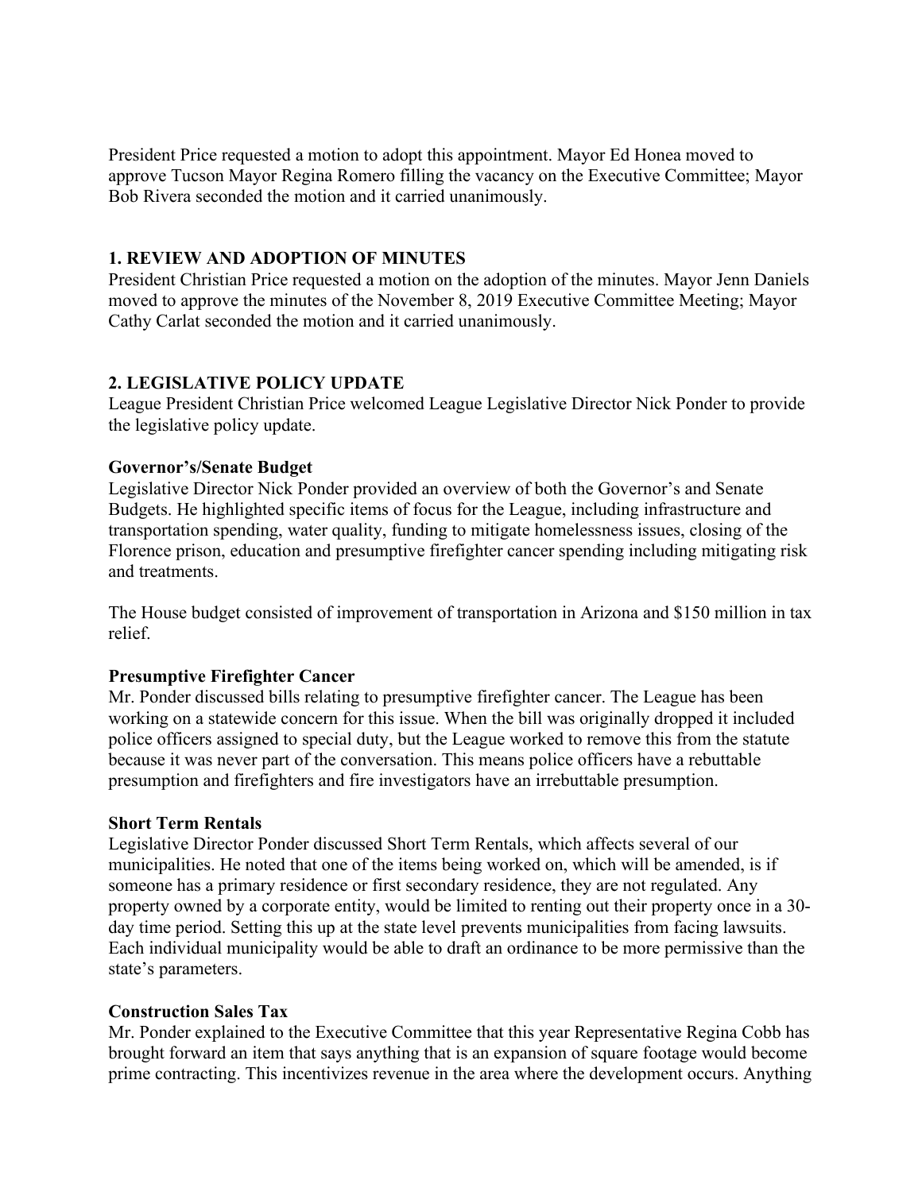President Price requested a motion to adopt this appointment. Mayor Ed Honea moved to approve Tucson Mayor Regina Romero filling the vacancy on the Executive Committee; Mayor Bob Rivera seconded the motion and it carried unanimously.

## 1. REVIEW AND ADOPTION OF MINUTES

President Christian Price requested a motion on the adoption of the minutes. Mayor Jenn Daniels moved to approve the minutes of the November 8, 2019 Executive Committee Meeting; Mayor Cathy Carlat seconded the motion and it carried unanimously.

## 2. LEGISLATIVE POLICY UPDATE

League President Christian Price welcomed League Legislative Director Nick Ponder to provide the legislative policy update.

### Governor's/Senate Budget

Legislative Director Nick Ponder provided an overview of both the Governor's and Senate Budgets. He highlighted specific items of focus for the League, including infrastructure and transportation spending, water quality, funding to mitigate homelessness issues, closing of the Florence prison, education and presumptive firefighter cancer spending including mitigating risk and treatments.

The House budget consisted of improvement of transportation in Arizona and $150 million in tax relief.

### Presumptive Firefighter Cancer

Mr. Ponder discussed bills relating to presumptive firefighter cancer. The League has been working on a statewide concern for this issue. When the bill was originally dropped it included police officers assigned to special duty, but the League worked to remove this from the statute because it was never part of the conversation. This means police officers have a rebuttable presumption and firefighters and fire investigators have an irrebuttable presumption.

### Short Term Rentals

Legislative Director Ponder discussed Short Term Rentals, which affects several of our municipalities. He noted that one of the items being worked on, which will be amended, is if someone has a primary residence or first secondary residence, they are not regulated. Any property owned by a corporate entity, would be limited to renting out their property once in a 30-day time period. Setting this up at the state level prevents municipalities from facing lawsuits. Each individual municipality would be able to draft an ordinance to be more permissive than the state's parameters.

### Construction Sales Tax

Mr. Ponder explained to the Executive Committee that this year Representative Regina Cobb has brought forward an item that says anything that is an expansion of square footage would become prime contracting. This incentivizes revenue in the area where the development occurs. Anything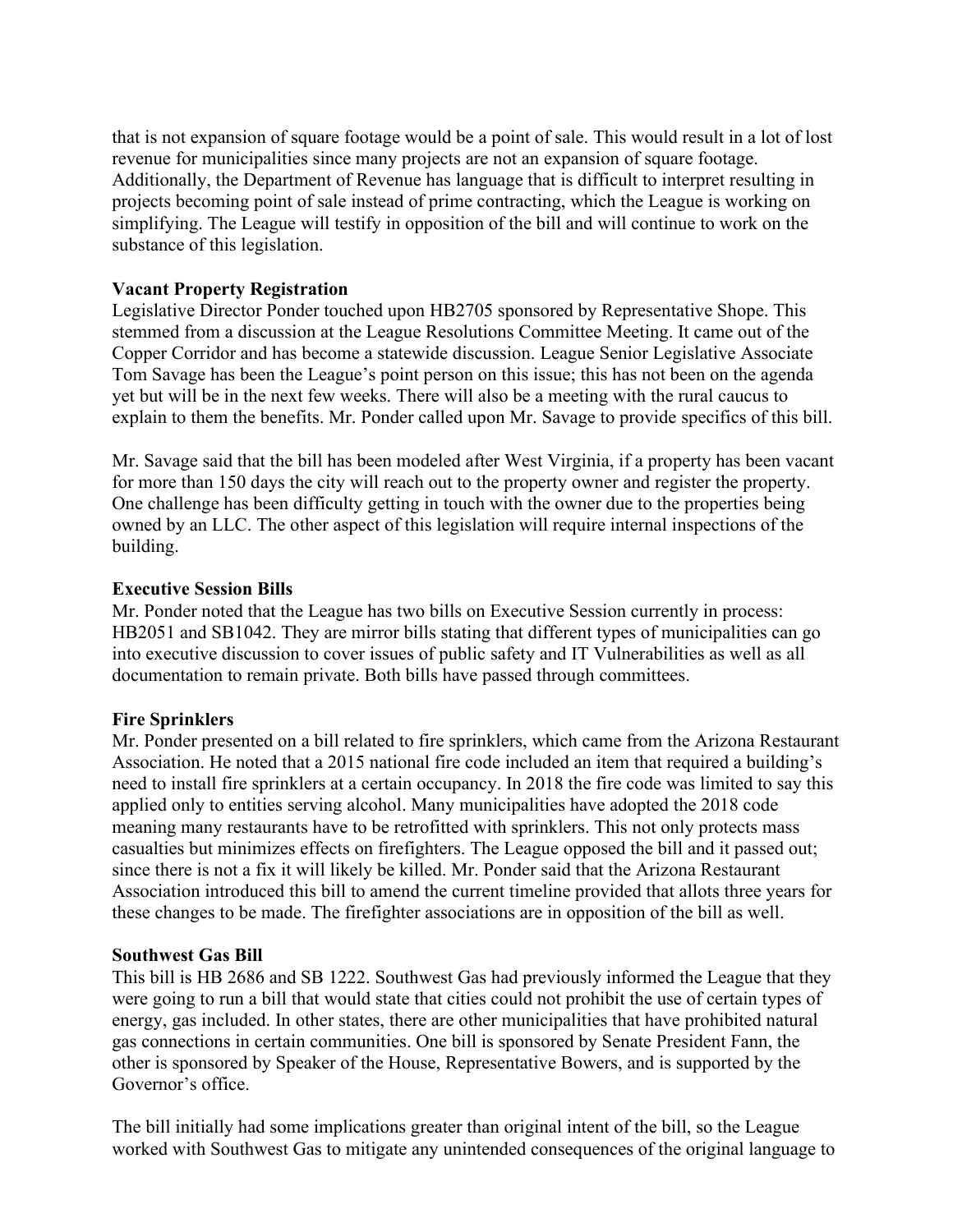that is not expansion of square footage would be a point of sale. This would result in a lot of lost revenue for municipalities since many projects are not an expansion of square footage. Additionally, the Department of Revenue has language that is difficult to interpret resulting in projects becoming point of sale instead of prime contracting, which the League is working on simplifying. The League will testify in opposition of the bill and will continue to work on the substance of this legislation.

**Vacant Property Registration**

Legislative Director Ponder touched upon HB2705 sponsored by Representative Shope. This stemmed from a discussion at the League Resolutions Committee Meeting. It came out of the Copper Corridor and has become a statewide discussion. League Senior Legislative Associate Tom Savage has been the League's point person on this issue; this has not been on the agenda yet but will be in the next few weeks. There will also be a meeting with the rural caucus to explain to them the benefits. Mr. Ponder called upon Mr. Savage to provide specifics of this bill.

Mr. Savage said that the bill has been modeled after West Virginia, if a property has been vacant for more than 150 days the city will reach out to the property owner and register the property. One challenge has been difficulty getting in touch with the owner due to the properties being owned by an LLC. The other aspect of this legislation will require internal inspections of the building.

**Executive Session Bills**

Mr. Ponder noted that the League has two bills on Executive Session currently in process: HB2051 and SB1042. They are mirror bills stating that different types of municipalities can go into executive discussion to cover issues of public safety and IT Vulnerabilities as well as all documentation to remain private. Both bills have passed through committees.

**Fire Sprinklers**

Mr. Ponder presented on a bill related to fire sprinklers, which came from the Arizona Restaurant Association. He noted that a 2015 national fire code included an item that required a building's need to install fire sprinklers at a certain occupancy. In 2018 the fire code was limited to say this applied only to entities serving alcohol. Many municipalities have adopted the 2018 code meaning many restaurants have to be retrofitted with sprinklers. This not only protects mass casualties but minimizes effects on firefighters. The League opposed the bill and it passed out; since there is not a fix it will likely be killed. Mr. Ponder said that the Arizona Restaurant Association introduced this bill to amend the current timeline provided that allots three years for these changes to be made. The firefighter associations are in opposition of the bill as well.

**Southwest Gas Bill**

This bill is HB 2686 and SB 1222. Southwest Gas had previously informed the League that they were going to run a bill that would state that cities could not prohibit the use of certain types of energy, gas included. In other states, there are other municipalities that have prohibited natural gas connections in certain communities. One bill is sponsored by Senate President Fann, the other is sponsored by Speaker of the House, Representative Bowers, and is supported by the Governor's office.

The bill initially had some implications greater than original intent of the bill, so the League worked with Southwest Gas to mitigate any unintended consequences of the original language to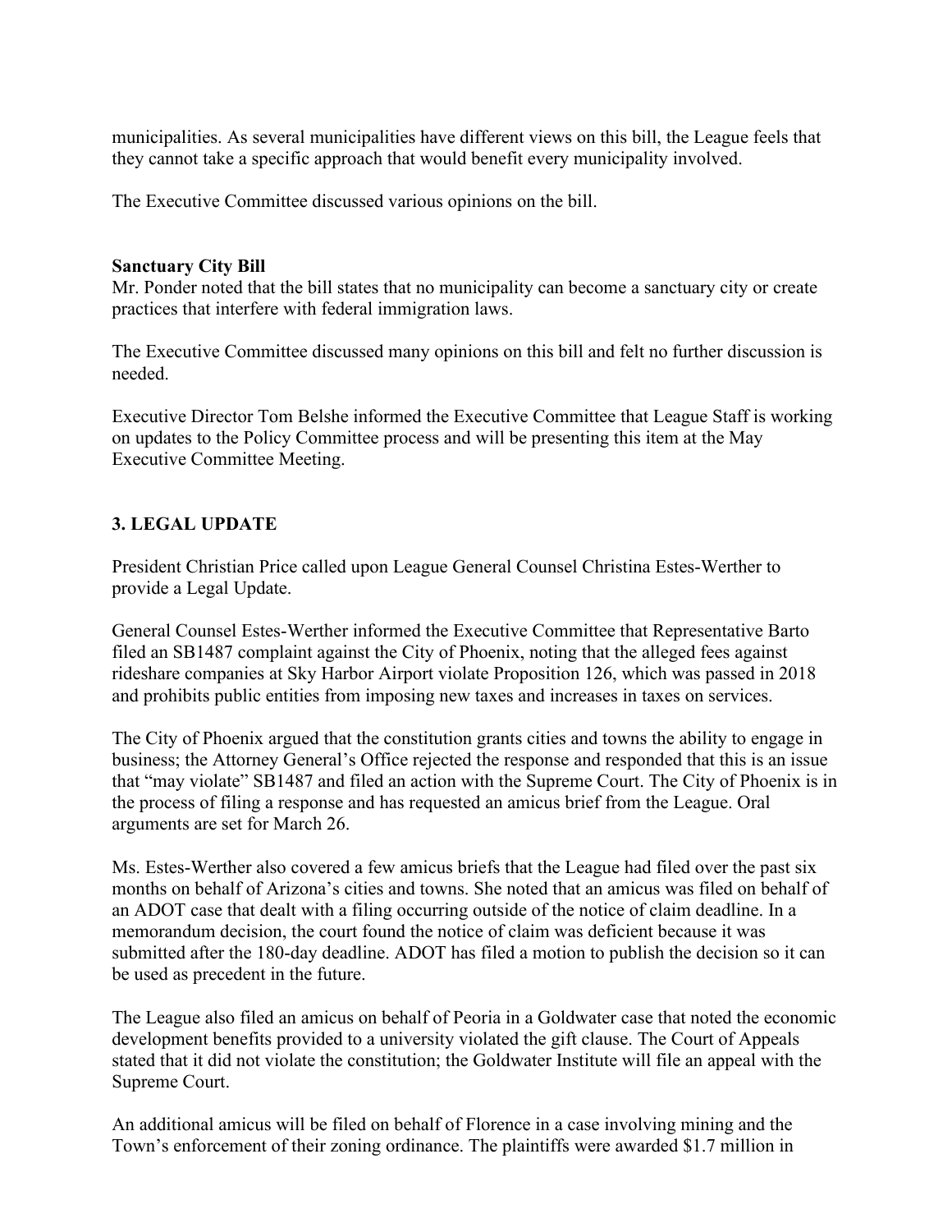municipalities. As several municipalities have different views on this bill, the League feels that they cannot take a specific approach that would benefit every municipality involved.

The Executive Committee discussed various opinions on the bill.

**Sanctuary City Bill**
Mr. Ponder noted that the bill states that no municipality can become a sanctuary city or create practices that interfere with federal immigration laws.

The Executive Committee discussed many opinions on this bill and felt no further discussion is needed.

Executive Director Tom Belshe informed the Executive Committee that League Staff is working on updates to the Policy Committee process and will be presenting this item at the May Executive Committee Meeting.

## 3. LEGAL UPDATE

President Christian Price called upon League General Counsel Christina Estes-Werther to provide a Legal Update.

General Counsel Estes-Werther informed the Executive Committee that Representative Barto filed an SB1487 complaint against the City of Phoenix, noting that the alleged fees against rideshare companies at Sky Harbor Airport violate Proposition 126, which was passed in 2018 and prohibits public entities from imposing new taxes and increases in taxes on services.

The City of Phoenix argued that the constitution grants cities and towns the ability to engage in business; the Attorney General's Office rejected the response and responded that this is an issue that "may violate" SB1487 and filed an action with the Supreme Court. The City of Phoenix is in the process of filing a response and has requested an amicus brief from the League. Oral arguments are set for March 26.

Ms. Estes-Werther also covered a few amicus briefs that the League had filed over the past six months on behalf of Arizona's cities and towns. She noted that an amicus was filed on behalf of an ADOT case that dealt with a filing occurring outside of the notice of claim deadline. In a memorandum decision, the court found the notice of claim was deficient because it was submitted after the 180-day deadline. ADOT has filed a motion to publish the decision so it can be used as precedent in the future.

The League also filed an amicus on behalf of Peoria in a Goldwater case that noted the economic development benefits provided to a university violated the gift clause. The Court of Appeals stated that it did not violate the constitution; the Goldwater Institute will file an appeal with the Supreme Court.

An additional amicus will be filed on behalf of Florence in a case involving mining and the Town's enforcement of their zoning ordinance. The plaintiffs were awarded $1.7 million in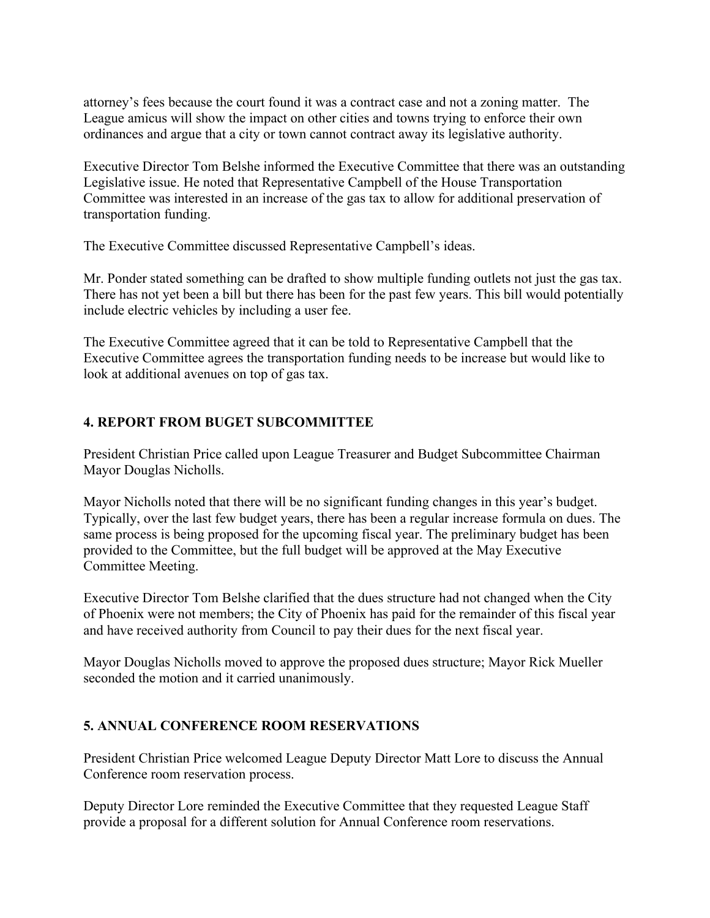attorney's fees because the court found it was a contract case and not a zoning matter. The League amicus will show the impact on other cities and towns trying to enforce their own ordinances and argue that a city or town cannot contract away its legislative authority.

Executive Director Tom Belshe informed the Executive Committee that there was an outstanding Legislative issue. He noted that Representative Campbell of the House Transportation Committee was interested in an increase of the gas tax to allow for additional preservation of transportation funding.

The Executive Committee discussed Representative Campbell's ideas.

Mr. Ponder stated something can be drafted to show multiple funding outlets not just the gas tax. There has not yet been a bill but there has been for the past few years. This bill would potentially include electric vehicles by including a user fee.

The Executive Committee agreed that it can be told to Representative Campbell that the Executive Committee agrees the transportation funding needs to be increase but would like to look at additional avenues on top of gas tax.

## 4. REPORT FROM BUGET SUBCOMMITTEE

President Christian Price called upon League Treasurer and Budget Subcommittee Chairman Mayor Douglas Nicholls.

Mayor Nicholls noted that there will be no significant funding changes in this year's budget. Typically, over the last few budget years, there has been a regular increase formula on dues. The same process is being proposed for the upcoming fiscal year. The preliminary budget has been provided to the Committee, but the full budget will be approved at the May Executive Committee Meeting.

Executive Director Tom Belshe clarified that the dues structure had not changed when the City of Phoenix were not members; the City of Phoenix has paid for the remainder of this fiscal year and have received authority from Council to pay their dues for the next fiscal year.

Mayor Douglas Nicholls moved to approve the proposed dues structure; Mayor Rick Mueller seconded the motion and it carried unanimously.

## 5. ANNUAL CONFERENCE ROOM RESERVATIONS

President Christian Price welcomed League Deputy Director Matt Lore to discuss the Annual Conference room reservation process.

Deputy Director Lore reminded the Executive Committee that they requested League Staff provide a proposal for a different solution for Annual Conference room reservations.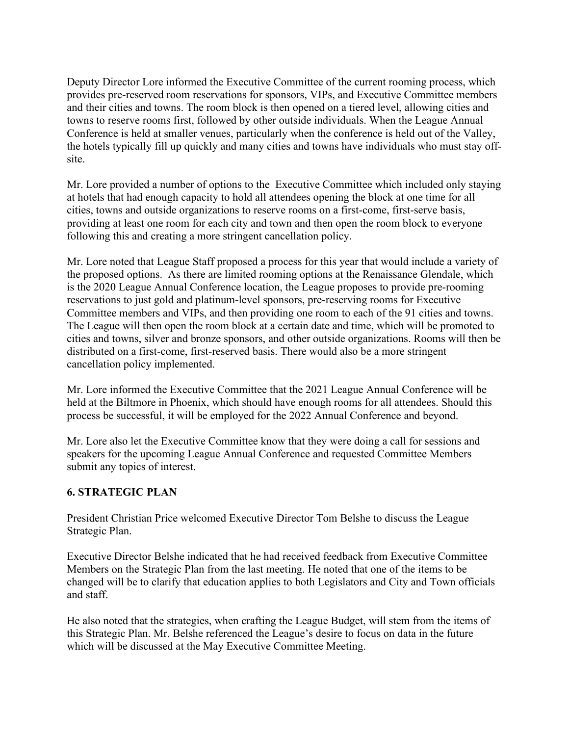Deputy Director Lore informed the Executive Committee of the current rooming process, which provides pre-reserved room reservations for sponsors, VIPs, and Executive Committee members and their cities and towns. The room block is then opened on a tiered level, allowing cities and towns to reserve rooms first, followed by other outside individuals. When the League Annual Conference is held at smaller venues, particularly when the conference is held out of the Valley, the hotels typically fill up quickly and many cities and towns have individuals who must stay off-site.

Mr. Lore provided a number of options to the Executive Committee which included only staying at hotels that had enough capacity to hold all attendees opening the block at one time for all cities, towns and outside organizations to reserve rooms on a first-come, first-serve basis, providing at least one room for each city and town and then open the room block to everyone following this and creating a more stringent cancellation policy.

Mr. Lore noted that League Staff proposed a process for this year that would include a variety of the proposed options. As there are limited rooming options at the Renaissance Glendale, which is the 2020 League Annual Conference location, the League proposes to provide pre-rooming reservations to just gold and platinum-level sponsors, pre-reserving rooms for Executive Committee members and VIPs, and then providing one room to each of the 91 cities and towns. The League will then open the room block at a certain date and time, which will be promoted to cities and towns, silver and bronze sponsors, and other outside organizations. Rooms will then be distributed on a first-come, first-reserved basis. There would also be a more stringent cancellation policy implemented.

Mr. Lore informed the Executive Committee that the 2021 League Annual Conference will be held at the Biltmore in Phoenix, which should have enough rooms for all attendees. Should this process be successful, it will be employed for the 2022 Annual Conference and beyond.

Mr. Lore also let the Executive Committee know that they were doing a call for sessions and speakers for the upcoming League Annual Conference and requested Committee Members submit any topics of interest.

## 6. STRATEGIC PLAN

President Christian Price welcomed Executive Director Tom Belshe to discuss the League Strategic Plan.

Executive Director Belshe indicated that he had received feedback from Executive Committee Members on the Strategic Plan from the last meeting. He noted that one of the items to be changed will be to clarify that education applies to both Legislators and City and Town officials and staff.

He also noted that the strategies, when crafting the League Budget, will stem from the items of this Strategic Plan. Mr. Belshe referenced the League's desire to focus on data in the future which will be discussed at the May Executive Committee Meeting.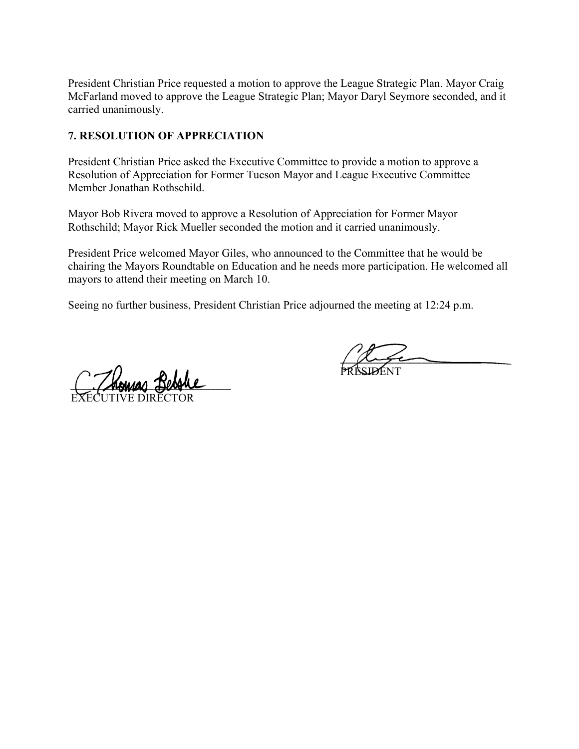President Christian Price requested a motion to approve the League Strategic Plan. Mayor Craig McFarland moved to approve the League Strategic Plan; Mayor Daryl Seymore seconded, and it carried unanimously.

## 7. RESOLUTION OF APPRECIATION

President Christian Price asked the Executive Committee to provide a motion to approve a Resolution of Appreciation for Former Tucson Mayor and League Executive Committee Member Jonathan Rothschild.

Mayor Bob Rivera moved to approve a Resolution of Appreciation for Former Mayor Rothschild; Mayor Rick Mueller seconded the motion and it carried unanimously.

President Price welcomed Mayor Giles, who announced to the Committee that he would be chairing the Mayors Roundtable on Education and he needs more participation. He welcomed all mayors to attend their meeting on March 10.

Seeing no further business, President Christian Price adjourned the meeting at 12:24 p.m.

C. Thomas Belshe
EXECUTIVE DIRECTOR

PRESIDENT